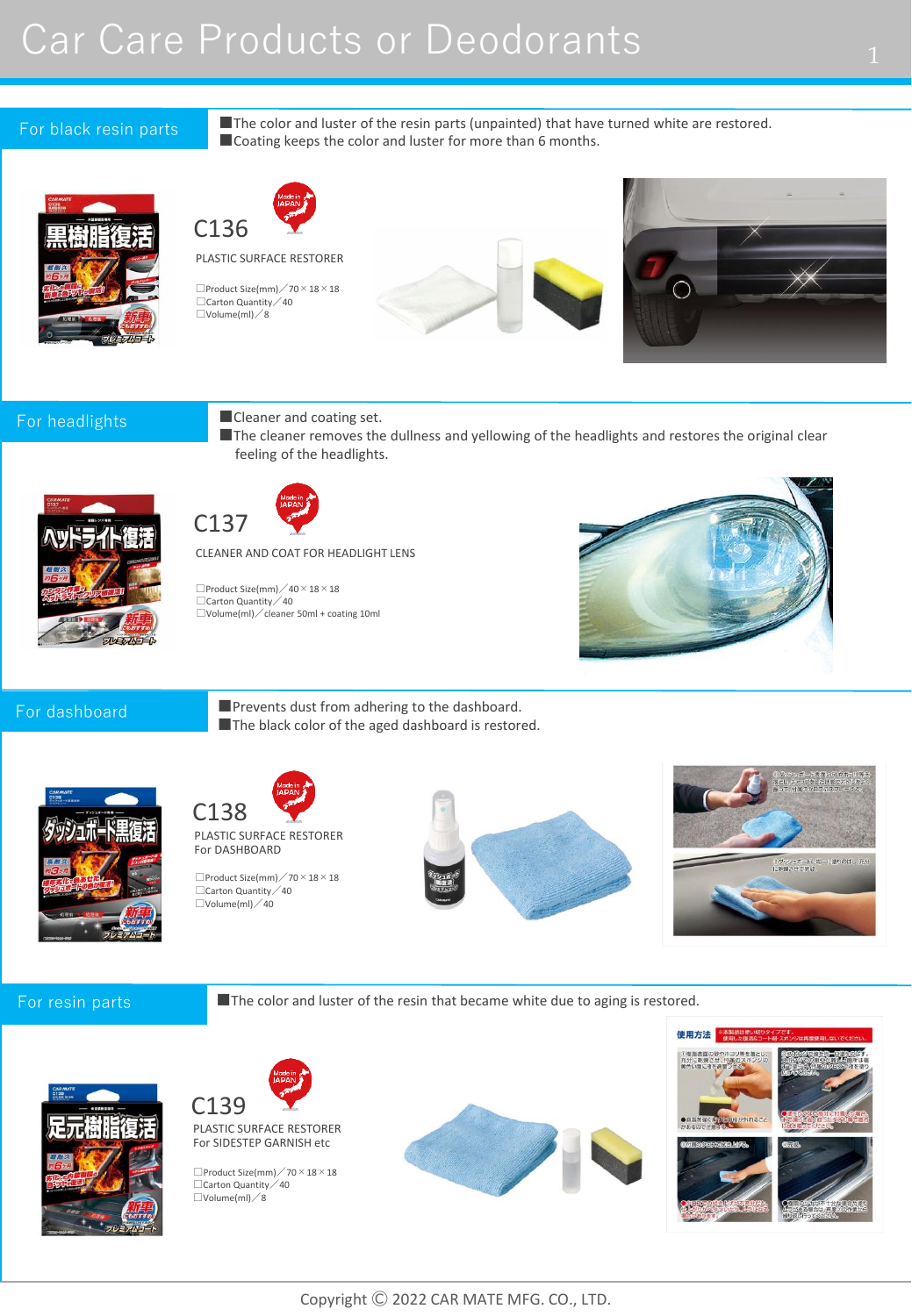# Car Care Products or Deodorants

## For black resin parts

- The color and luster of the resin parts (unpainted) that have turned white are restored.
- Coating keeps the color and luster for more than 6 months.

### C136

PLASTIC SURFACE RESTORER

- Product Size(mm)／70 × 18 × 18
- Carton Quantity／40
- Volume(ml)／8

## For headlights

- Cleaner and coating set.
- The cleaner removes the dullness and yellowing of the headlights and restores the original clear feeling of the headlights.

### C137

CLEANER AND COAT FOR HEADLIGHT LENS

- Product Size(mm)／40 × 18 × 18
- Carton Quantity／40
- Volume(ml)／cleaner 50ml + coating 10ml

## For dashboard

- Prevents dust from adhering to the dashboard.
- The black color of the aged dashboard is restored.

### C138

PLASTIC SURFACE RESTORER
For DASHBOARD

- Product Size(mm)／70 × 18 × 18
- Carton Quantity／40
- Volume(ml)／40

## For resin parts

- The color and luster of the resin that became white due to aging is restored.

### C139

PLASTIC SURFACE RESTORER
For SIDESTEP GARNISH etc

- Product Size(mm)／70 × 18 × 18
- Carton Quantity／40
- Volume(ml)／8

Copyright © 2022 CAR MATE MFG. CO., LTD.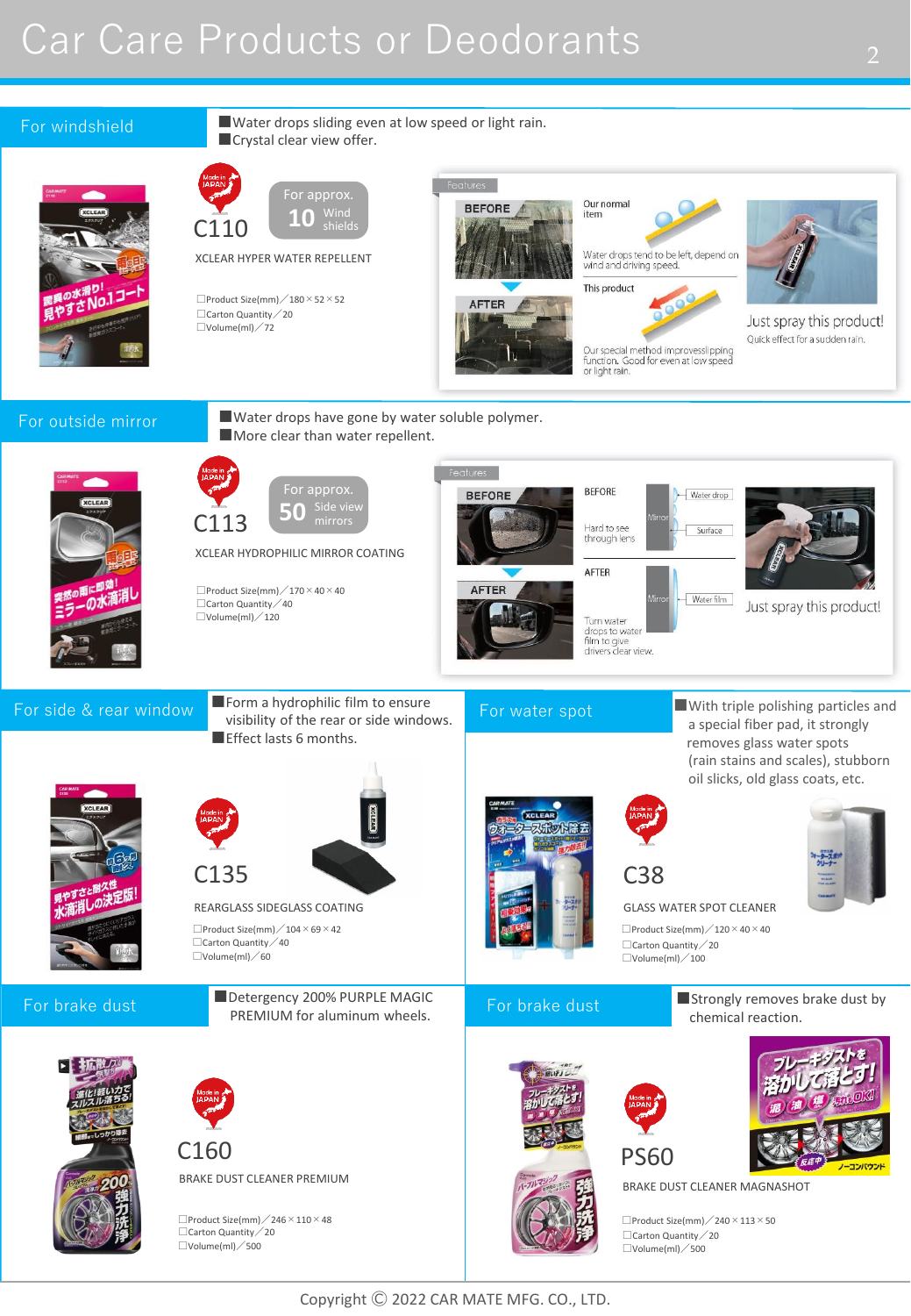# Car Care Products or Deodorants

## For windshield

- Water drops sliding even at low speed or light rain.
- Crystal clear view offer.

Made in JAPAN

**C110**

For approx. **10** Wind shields

XCLEAR HYPER WATER REPELLENT

- Product Size(mm) / 180 × 52 × 52
- Carton Quantity / 20
- Volume(ml) / 72

Features

BEFORE

AFTER

Our normal item

Water drops tend to be left, depend on wind and driving speed.

This product

Our special method improves slipping function. Good for even at low speed or light rain.

Just spray this product!

Quick effect for a sudden rain.

## For outside mirror

- Water drops have gone by water soluble polymer.
- More clear than water repellent.

Made in JAPAN

**C113**

For approx. **50** Side view mirrors

XCLEAR HYDROPHILIC MIRROR COATING

- Product Size(mm) / 170 × 40 × 40
- Carton Quantity / 40
- Volume(ml) / 120

Features

BEFORE

AFTER

BEFORE

Hard to see through lens

Mirror — Water drop — Surface

AFTER

Mirror — Water film

Turn water drops to water film to give drivers clear view.

Just spray this product!

## For side & rear window

- Form a hydrophilic film to ensure visibility of the rear or side windows.
- Effect lasts 6 months.

Made in JAPAN

**C135**

REARGLASS SIDEGLASS COATING

- Product Size(mm) / 104 × 69 × 42
- Carton Quantity / 40
- Volume(ml) / 60

## For water spot

- With triple polishing particles and a special fiber pad, it strongly removes glass water spots (rain stains and scales), stubborn oil slicks, old glass coats, etc.

Made in JAPAN

**C38**

GLASS WATER SPOT CLEANER

- Product Size(mm) / 120 × 40 × 40
- Carton Quantity / 20
- Volume(ml) / 100

## For brake dust

- Detergency 200% PURPLE MAGIC PREMIUM for aluminum wheels.

Made in JAPAN

**C160**

BRAKE DUST CLEANER PREMIUM

- Product Size(mm) / 246 × 110 × 48
- Carton Quantity / 20
- Volume(ml) / 500

## For brake dust

- Strongly removes brake dust by chemical reaction.

Made in JAPAN

**PS60**

BRAKE DUST CLEANER MAGNASHOT

- Product Size(mm) / 240 × 113 × 50
- Carton Quantity / 20
- Volume(ml) / 500

Copyright © 2022 CAR MATE MFG. CO., LTD.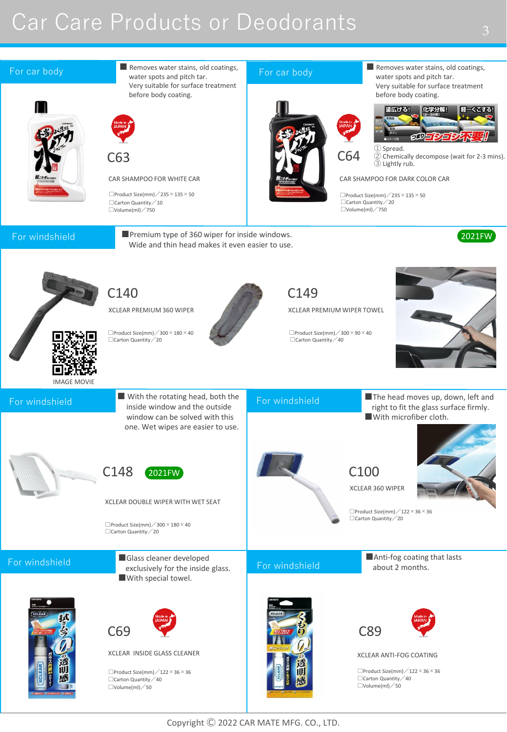# Car Care Products or Deodorants

## For car body

■ Removes water stains, old coatings, water spots and pitch tar.
Very suitable for surface treatment before body coating.

Made in JAPAN

### C63

CAR SHAMPOO FOR WHITE CAR

□Product Size(mm)／235 × 135 × 50
□Carton Quantity／10
□Volume(ml)／750

## For car body

■ Removes water stains, old coatings, water spots and pitch tar.
Very suitable for surface treatment before body coating.

① Spread.
② Chemically decompose (wait for 2-3 mins).
③ Lightly rub.

Made in JAPAN

### C64

CAR SHAMPOO FOR DARK COLOR CAR

□Product Size(mm)／235 × 135 × 50
□Carton Quantity／20
□Volume(ml)／750

## For windshield

■Premium type of 360 wiper for inside windows.
Wide and thin head makes it even easier to use.

2021FW

### C140

XCLEAR PREMIUM 360 WIPER

□Product Size(mm)／300 × 180 × 40
□Carton Quantity／20

IMAGE MOVIE

### C149

XCLEAR PREMIUM WIPER TOWEL

□Product Size(mm)／300 × 90 × 40
□Carton Quantity／40

## For windshield

■ With the rotating head, both the inside window and the outside window can be solved with this one. Wet wipes are easier to use.

### C148

2021FW

XCLEAR DOUBLE WIPER WITH WET SEAT

□Product Size(mm)／300 × 180 × 40
□Carton Quantity／20

## For windshield

■The head moves up, down, left and right to fit the glass surface firmly.
■With microfiber cloth.

### C100

XCLEAR 360 WIPER

□Product Size(mm)／122 × 36 × 36
□Carton Quantity／20

## For windshield

■Glass cleaner developed exclusively for the inside glass.
■With special towel.

Made in JAPAN

### C69

XCLEAR INSIDE GLASS CLEANER

□Product Size(mm)／122 × 36 × 36
□Carton Quantity／40
□Volume(ml)／50

## For windshield

■Anti-fog coating that lasts about 2 months.

Made in JAPAN

### C89

XCLEAR ANTI-FOG COATING

□Product Size(mm)／122 × 36 × 36
□Carton Quantity／40
□Volume(ml)／50

Copyright Ⓒ 2022 CAR MATE MFG. CO., LTD.